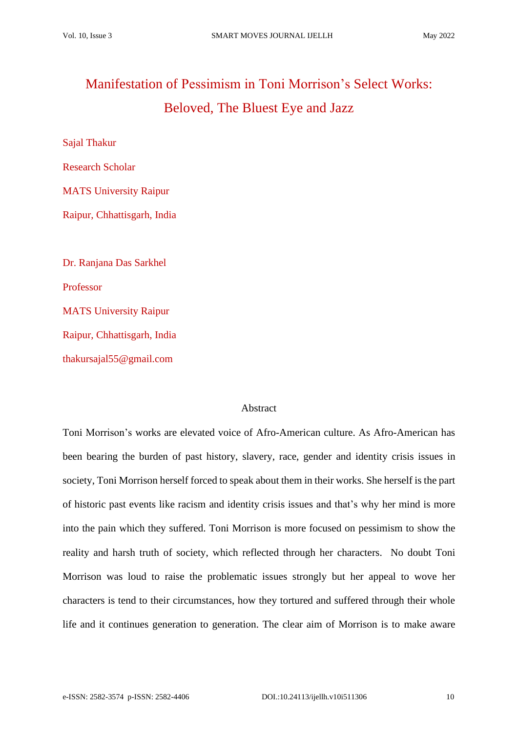# Manifestation of Pessimism in Toni Morrison's Select Works: Beloved, The Bluest Eye and Jazz

Sajal Thakur

Research Scholar

MATS University Raipur

Raipur, Chhattisgarh, India

Dr. Ranjana Das Sarkhel

Professor

MATS University Raipur

Raipur, Chhattisgarh, India

thakursajal55@gmail.com

## Abstract

Toni Morrison's works are elevated voice of Afro-American culture. As Afro-American has been bearing the burden of past history, slavery, race, gender and identity crisis issues in society, Toni Morrison herself forced to speak about them in their works. She herself is the part of historic past events like racism and identity crisis issues and that's why her mind is more into the pain which they suffered. Toni Morrison is more focused on pessimism to show the reality and harsh truth of society, which reflected through her characters. No doubt Toni Morrison was loud to raise the problematic issues strongly but her appeal to wove her characters is tend to their circumstances, how they tortured and suffered through their whole life and it continues generation to generation. The clear aim of Morrison is to make aware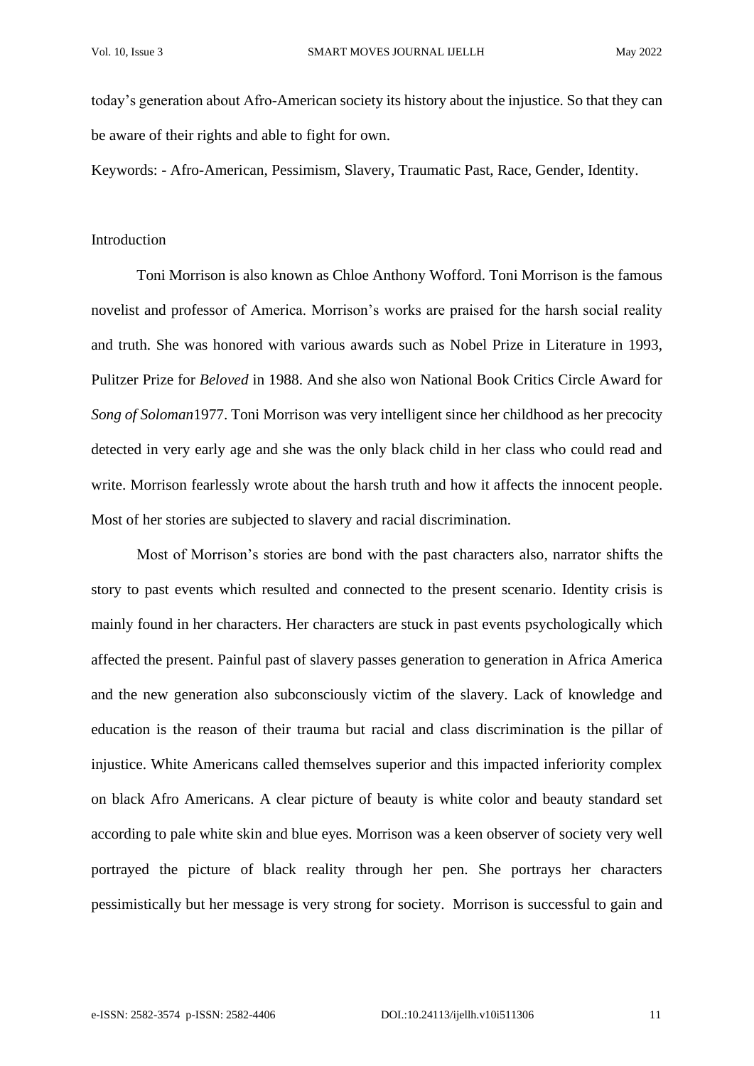today's generation about Afro-American society its history about the injustice. So that they can be aware of their rights and able to fight for own.

Keywords: - Afro-American, Pessimism, Slavery, Traumatic Past, Race, Gender, Identity.

## Introduction

Toni Morrison is also known as Chloe Anthony Wofford. Toni Morrison is the famous novelist and professor of America. Morrison's works are praised for the harsh social reality and truth. She was honored with various awards such as Nobel Prize in Literature in 1993, Pulitzer Prize for *Beloved* in 1988. And she also won National Book Critics Circle Award for *Song of Soloman*1977. Toni Morrison was very intelligent since her childhood as her precocity detected in very early age and she was the only black child in her class who could read and write. Morrison fearlessly wrote about the harsh truth and how it affects the innocent people. Most of her stories are subjected to slavery and racial discrimination.

Most of Morrison's stories are bond with the past characters also, narrator shifts the story to past events which resulted and connected to the present scenario. Identity crisis is mainly found in her characters. Her characters are stuck in past events psychologically which affected the present. Painful past of slavery passes generation to generation in Africa America and the new generation also subconsciously victim of the slavery. Lack of knowledge and education is the reason of their trauma but racial and class discrimination is the pillar of injustice. White Americans called themselves superior and this impacted inferiority complex on black Afro Americans. A clear picture of beauty is white color and beauty standard set according to pale white skin and blue eyes. Morrison was a keen observer of society very well portrayed the picture of black reality through her pen. She portrays her characters pessimistically but her message is very strong for society. Morrison is successful to gain and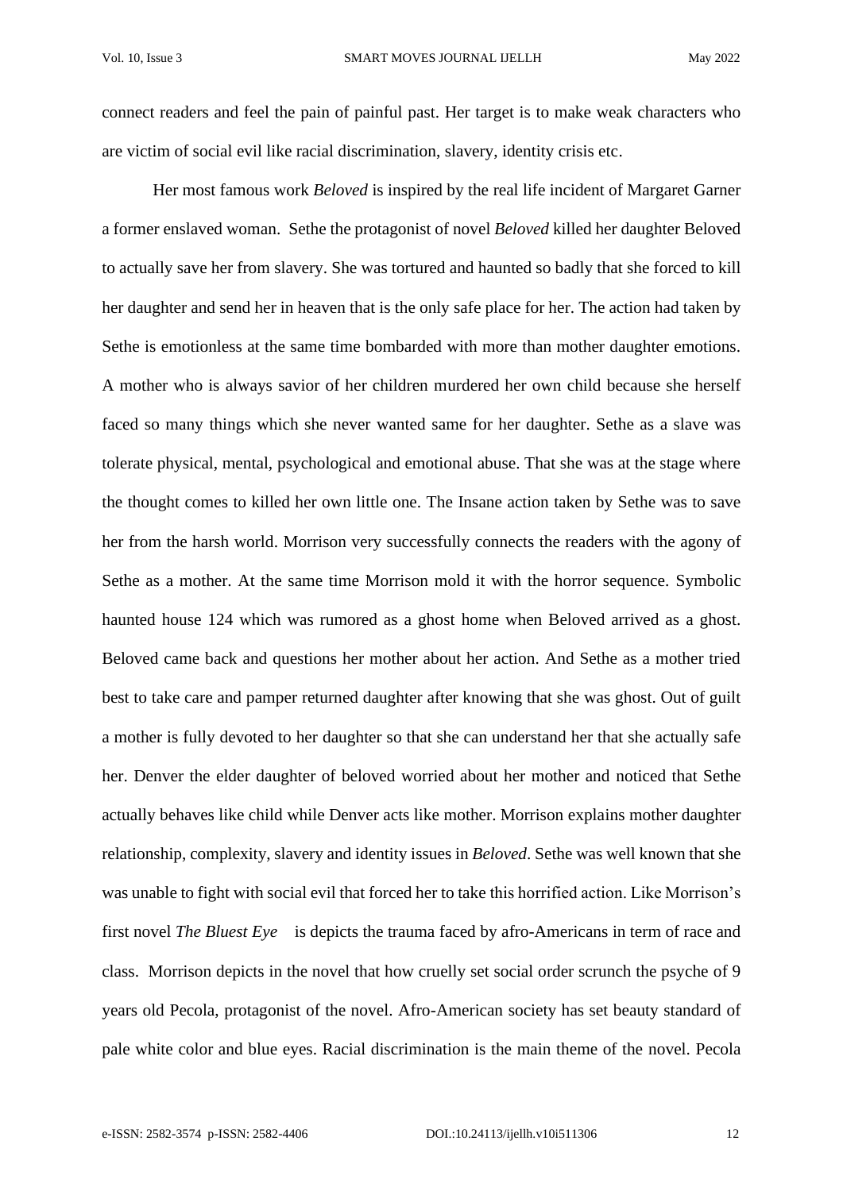connect readers and feel the pain of painful past. Her target is to make weak characters who are victim of social evil like racial discrimination, slavery, identity crisis etc.

Her most famous work *Beloved* is inspired by the real life incident of Margaret Garner a former enslaved woman. Sethe the protagonist of novel *Beloved* killed her daughter Beloved to actually save her from slavery. She was tortured and haunted so badly that she forced to kill her daughter and send her in heaven that is the only safe place for her. The action had taken by Sethe is emotionless at the same time bombarded with more than mother daughter emotions. A mother who is always savior of her children murdered her own child because she herself faced so many things which she never wanted same for her daughter. Sethe as a slave was tolerate physical, mental, psychological and emotional abuse. That she was at the stage where the thought comes to killed her own little one. The Insane action taken by Sethe was to save her from the harsh world. Morrison very successfully connects the readers with the agony of Sethe as a mother. At the same time Morrison mold it with the horror sequence. Symbolic haunted house 124 which was rumored as a ghost home when Beloved arrived as a ghost. Beloved came back and questions her mother about her action. And Sethe as a mother tried best to take care and pamper returned daughter after knowing that she was ghost. Out of guilt a mother is fully devoted to her daughter so that she can understand her that she actually safe her. Denver the elder daughter of beloved worried about her mother and noticed that Sethe actually behaves like child while Denver acts like mother. Morrison explains mother daughter relationship, complexity, slavery and identity issues in *Beloved*. Sethe was well known that she was unable to fight with social evil that forced her to take this horrified action. Like Morrison's first novel *The Bluest Eye* is depicts the trauma faced by afro-Americans in term of race and class. Morrison depicts in the novel that how cruelly set social order scrunch the psyche of 9 years old Pecola, protagonist of the novel. Afro-American society has set beauty standard of pale white color and blue eyes. Racial discrimination is the main theme of the novel. Pecola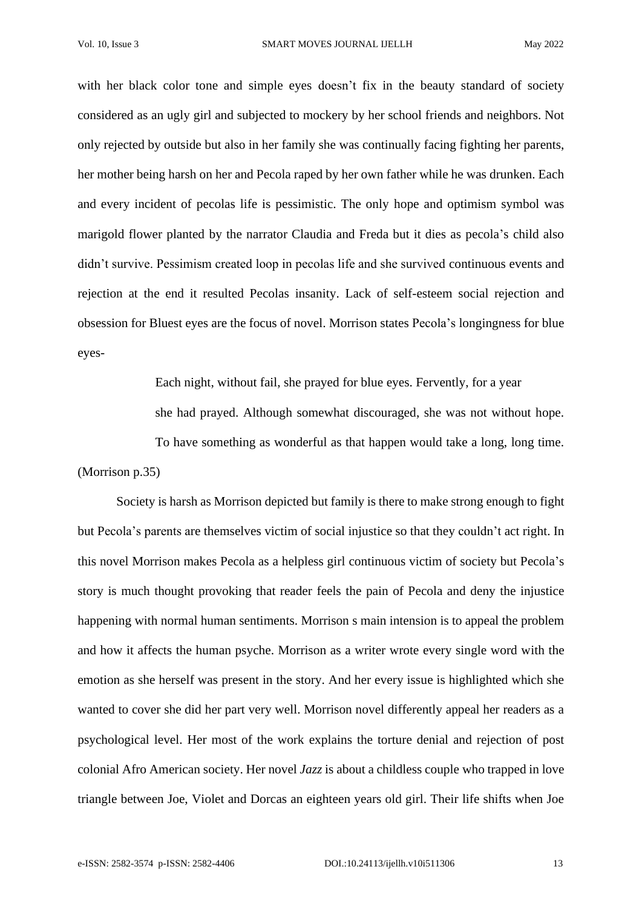with her black color tone and simple eyes doesn't fix in the beauty standard of society considered as an ugly girl and subjected to mockery by her school friends and neighbors. Not only rejected by outside but also in her family she was continually facing fighting her parents, her mother being harsh on her and Pecola raped by her own father while he was drunken. Each and every incident of pecolas life is pessimistic. The only hope and optimism symbol was marigold flower planted by the narrator Claudia and Freda but it dies as pecola's child also didn't survive. Pessimism created loop in pecolas life and she survived continuous events and rejection at the end it resulted Pecolas insanity. Lack of self-esteem social rejection and obsession for Bluest eyes are the focus of novel. Morrison states Pecola's longingness for blue eyes-

> Each night, without fail, she prayed for blue eyes. Fervently, for a year she had prayed. Although somewhat discouraged, she was not without hope. To have something as wonderful as that happen would take a long, long time.

(Morrison p.35)

Society is harsh as Morrison depicted but family is there to make strong enough to fight but Pecola's parents are themselves victim of social injustice so that they couldn't act right. In this novel Morrison makes Pecola as a helpless girl continuous victim of society but Pecola's story is much thought provoking that reader feels the pain of Pecola and deny the injustice happening with normal human sentiments. Morrison s main intension is to appeal the problem and how it affects the human psyche. Morrison as a writer wrote every single word with the emotion as she herself was present in the story. And her every issue is highlighted which she wanted to cover she did her part very well. Morrison novel differently appeal her readers as a psychological level. Her most of the work explains the torture denial and rejection of post colonial Afro American society. Her novel *Jazz* is about a childless couple who trapped in love triangle between Joe, Violet and Dorcas an eighteen years old girl. Their life shifts when Joe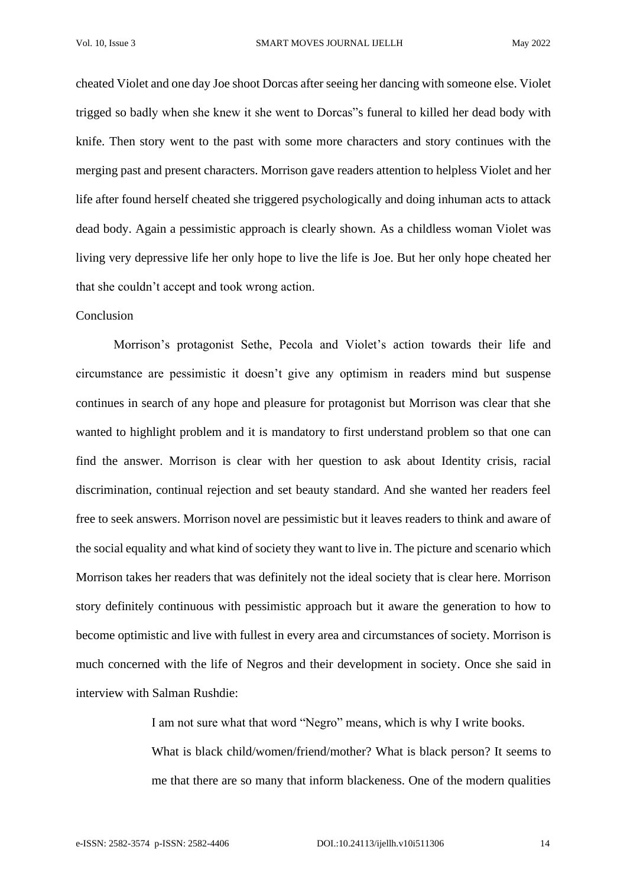cheated Violet and one day Joe shoot Dorcas after seeing her dancing with someone else. Violet trigged so badly when she knew it she went to Dorcas"s funeral to killed her dead body with knife. Then story went to the past with some more characters and story continues with the merging past and present characters. Morrison gave readers attention to helpless Violet and her life after found herself cheated she triggered psychologically and doing inhuman acts to attack dead body. Again a pessimistic approach is clearly shown. As a childless woman Violet was living very depressive life her only hope to live the life is Joe. But her only hope cheated her that she couldn't accept and took wrong action.

## Conclusion

Morrison's protagonist Sethe, Pecola and Violet's action towards their life and circumstance are pessimistic it doesn't give any optimism in readers mind but suspense continues in search of any hope and pleasure for protagonist but Morrison was clear that she wanted to highlight problem and it is mandatory to first understand problem so that one can find the answer. Morrison is clear with her question to ask about Identity crisis, racial discrimination, continual rejection and set beauty standard. And she wanted her readers feel free to seek answers. Morrison novel are pessimistic but it leaves readers to think and aware of the social equality and what kind of society they want to live in. The picture and scenario which Morrison takes her readers that was definitely not the ideal society that is clear here. Morrison story definitely continuous with pessimistic approach but it aware the generation to how to become optimistic and live with fullest in every area and circumstances of society. Morrison is much concerned with the life of Negros and their development in society. Once she said in interview with Salman Rushdie:

> I am not sure what that word "Negro" means, which is why I write books. What is black child/women/friend/mother? What is black person? It seems to me that there are so many that inform blackeness. One of the modern qualities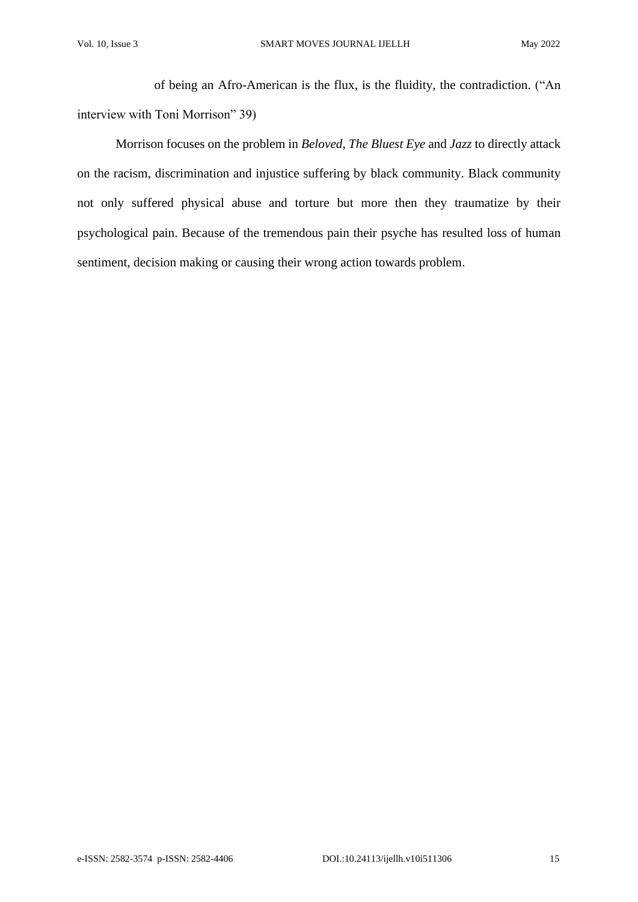of being an Afro-American is the flux, is the fluidity, the contradiction. ("An interview with Toni Morrison" 39)

Morrison focuses on the problem in *Beloved, The Bluest Eye* and *Jazz* to directly attack on the racism, discrimination and injustice suffering by black community. Black community not only suffered physical abuse and torture but more then they traumatize by their psychological pain. Because of the tremendous pain their psyche has resulted loss of human sentiment, decision making or causing their wrong action towards problem.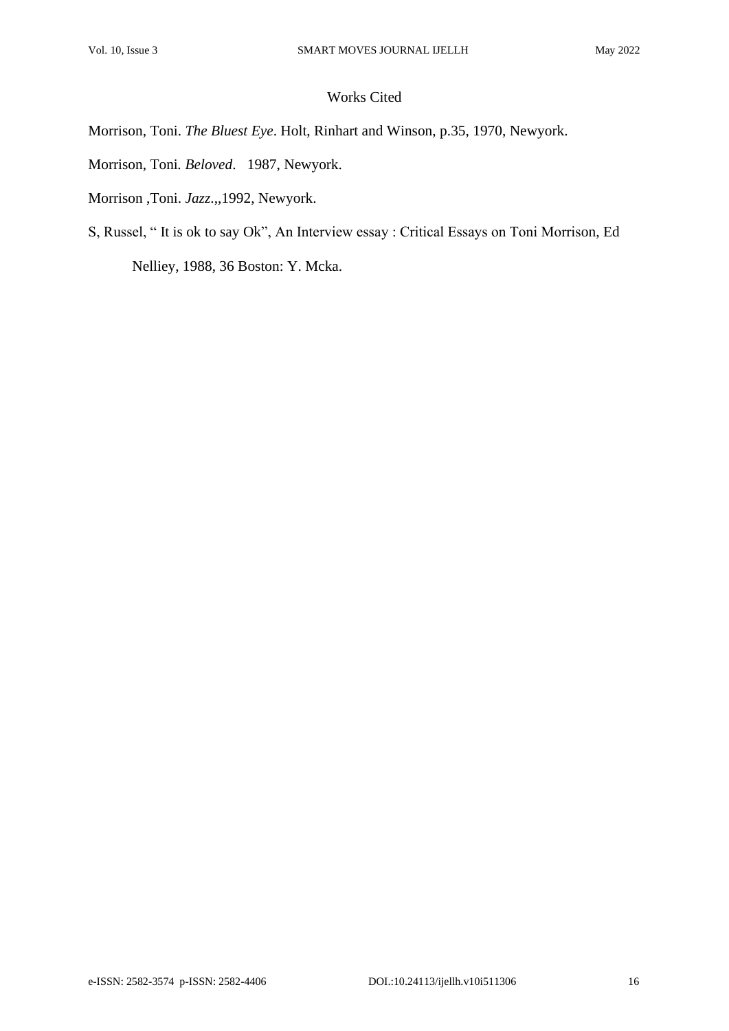## Works Cited

Morrison, Toni. *The Bluest Eye*. Holt, Rinhart and Winson, p.35, 1970, Newyork.

Morrison, Toni. *Beloved*. 1987, Newyork.

Morrison ,Toni. *Jazz*.,,1992, Newyork.

S, Russel, " It is ok to say Ok", An Interview essay : Critical Essays on Toni Morrison, Ed Nelliey, 1988, 36 Boston: Y. Mcka.